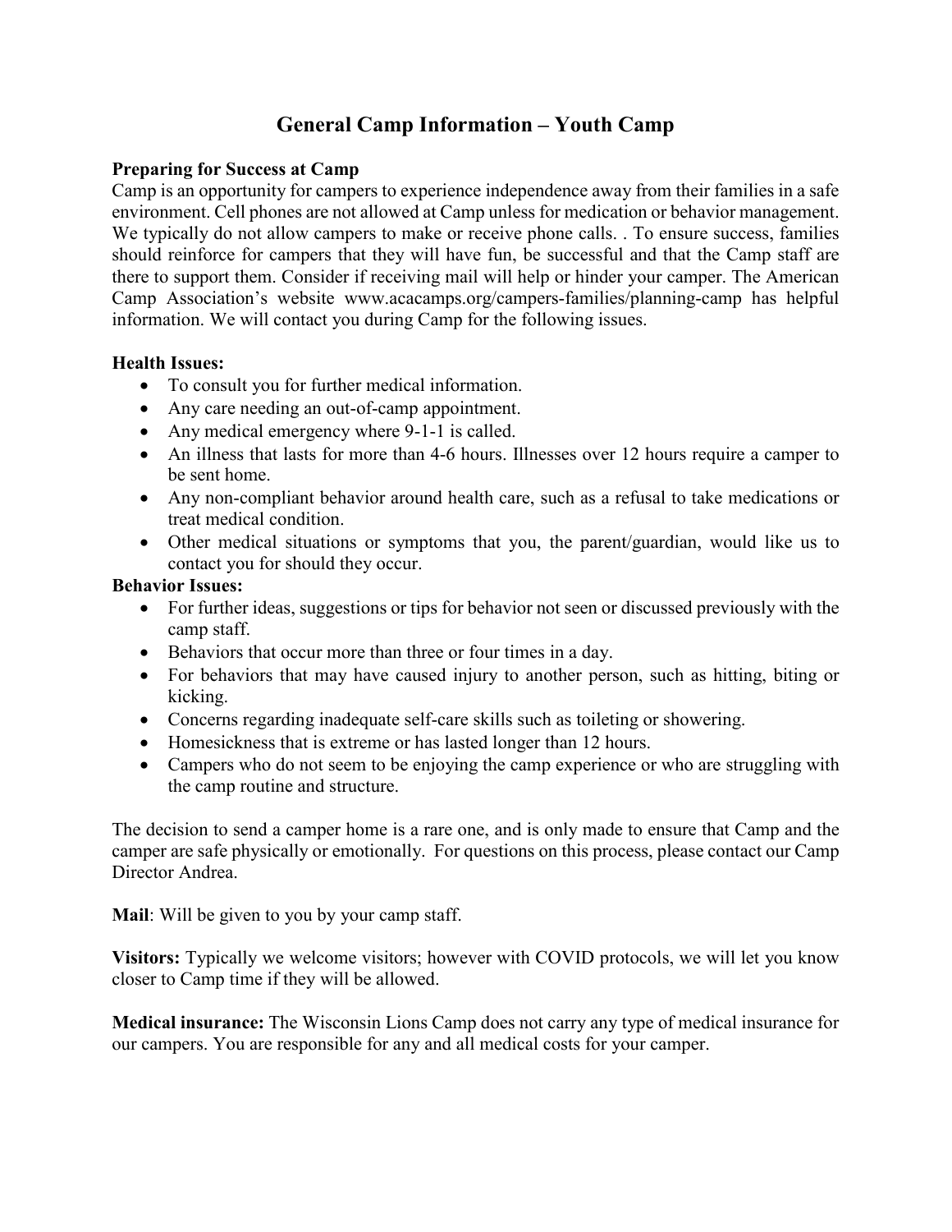# General Camp Information – Youth Camp

**Preparing for Success at Camp**

Camp is an opportunity for campers to experience independence away from their families in a safe environment. Cell phones are not allowed at Camp unless for medication or behavior management. We typically do not allow campers to make or receive phone calls. . To ensure success, families should reinforce for campers that they will have fun, be successful and that the Camp staff are there to support them. Consider if receiving mail will help or hinder your camper. The American Camp Association's website www.acacamps.org/campers-families/planning-camp has helpful information. We will contact you during Camp for the following issues.

**Health Issues:**

- To consult you for further medical information.
- Any care needing an out-of-camp appointment.
- Any medical emergency where 9-1-1 is called.
- An illness that lasts for more than 4-6 hours. Illnesses over 12 hours require a camper to be sent home.
- Any non-compliant behavior around health care, such as a refusal to take medications or treat medical condition.
- Other medical situations or symptoms that you, the parent/guardian, would like us to contact you for should they occur.

**Behavior Issues:**

- For further ideas, suggestions or tips for behavior not seen or discussed previously with the camp staff.
- Behaviors that occur more than three or four times in a day.
- For behaviors that may have caused injury to another person, such as hitting, biting or kicking.
- Concerns regarding inadequate self-care skills such as toileting or showering.
- Homesickness that is extreme or has lasted longer than 12 hours.
- Campers who do not seem to be enjoying the camp experience or who are struggling with the camp routine and structure.

The decision to send a camper home is a rare one, and is only made to ensure that Camp and the camper are safe physically or emotionally. For questions on this process, please contact our Camp Director Andrea.

**Mail**: Will be given to you by your camp staff.

**Visitors:** Typically we welcome visitors; however with COVID protocols, we will let you know closer to Camp time if they will be allowed.

**Medical insurance:** The Wisconsin Lions Camp does not carry any type of medical insurance for our campers. You are responsible for any and all medical costs for your camper.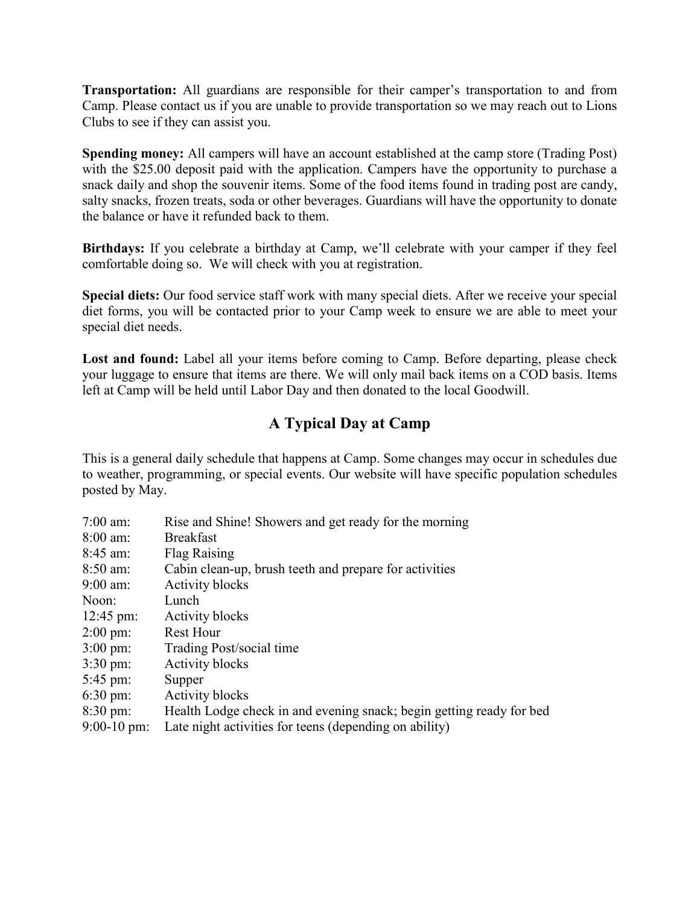**Transportation:** All guardians are responsible for their camper's transportation to and from Camp. Please contact us if you are unable to provide transportation so we may reach out to Lions Clubs to see if they can assist you.

**Spending money:** All campers will have an account established at the camp store (Trading Post) with the $25.00 deposit paid with the application. Campers have the opportunity to purchase a snack daily and shop the souvenir items. Some of the food items found in trading post are candy, salty snacks, frozen treats, soda or other beverages. Guardians will have the opportunity to donate the balance or have it refunded back to them.

**Birthdays:** If you celebrate a birthday at Camp, we'll celebrate with your camper if they feel comfortable doing so. We will check with you at registration.

**Special diets:** Our food service staff work with many special diets. After we receive your special diet forms, you will be contacted prior to your Camp week to ensure we are able to meet your special diet needs.

**Lost and found:** Label all your items before coming to Camp. Before departing, please check your luggage to ensure that items are there. We will only mail back items on a COD basis. Items left at Camp will be held until Labor Day and then donated to the local Goodwill.

## A Typical Day at Camp

This is a general daily schedule that happens at Camp. Some changes may occur in schedules due to weather, programming, or special events. Our website will have specific population schedules posted by May.

| | |
|---|---|
| 7:00 am: | Rise and Shine! Showers and get ready for the morning |
| 8:00 am: | Breakfast |
| 8:45 am: | Flag Raising |
| 8:50 am: | Cabin clean-up, brush teeth and prepare for activities |
| 9:00 am: | Activity blocks |
| Noon: | Lunch |
| 12:45 pm: | Activity blocks |
| 2:00 pm: | Rest Hour |
| 3:00 pm: | Trading Post/social time |
| 3:30 pm: | Activity blocks |
| 5:45 pm: | Supper |
| 6:30 pm: | Activity blocks |
| 8:30 pm: | Health Lodge check in and evening snack; begin getting ready for bed |
| 9:00-10 pm: | Late night activities for teens (depending on ability) |